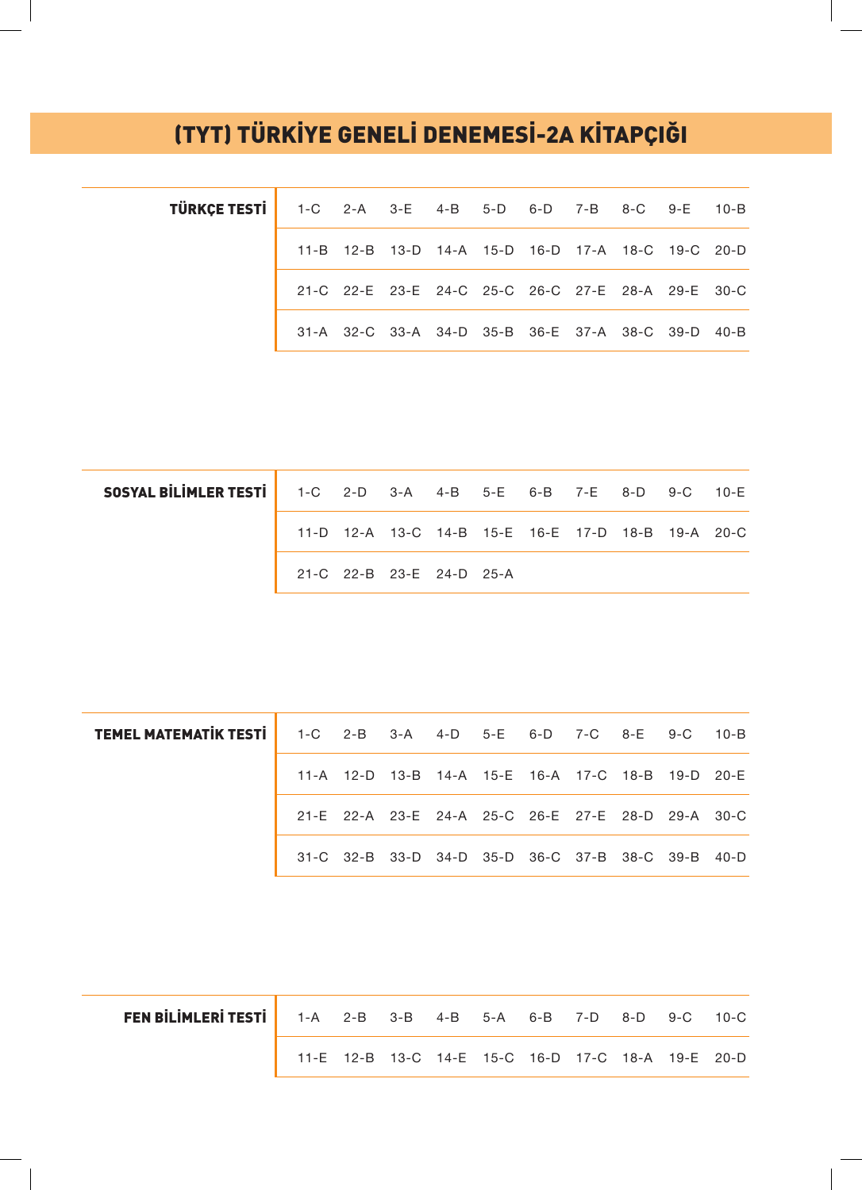# (TYT) TÜRKİYE GENELİ DENEMESİ-2A KİTAPÇIĞI

| TÜRKÇE TESTİ | | | | | | | | | |
|---|---|---|---|---|---|---|---|---|---|
| 1-C | 2-A | 3-E | 4-B | 5-D | 6-D | 7-B | 8-C | 9-E | 10-B |
| 11-B | 12-B | 13-D | 14-A | 15-D | 16-D | 17-A | 18-C | 19-C | 20-D |
| 21-C | 22-E | 23-E | 24-C | 25-C | 26-C | 27-E | 28-A | 29-E | 30-C |
| 31-A | 32-C | 33-A | 34-D | 35-B | 36-E | 37-A | 38-C | 39-D | 40-B |

| SOSYAL BİLİMLER TESTİ | | | | | | | | | |
|---|---|---|---|---|---|---|---|---|---|
| 1-C | 2-D | 3-A | 4-B | 5-E | 6-B | 7-E | 8-D | 9-C | 10-E |
| 11-D | 12-A | 13-C | 14-B | 15-E | 16-E | 17-D | 18-B | 19-A | 20-C |
| 21-C | 22-B | 23-E | 24-D | 25-A | | | | | |

| TEMEL MATEMATİK TESTİ | | | | | | | | | |
|---|---|---|---|---|---|---|---|---|---|
| 1-C | 2-B | 3-A | 4-D | 5-E | 6-D | 7-C | 8-E | 9-C | 10-B |
| 11-A | 12-D | 13-B | 14-A | 15-E | 16-A | 17-C | 18-B | 19-D | 20-E |
| 21-E | 22-A | 23-E | 24-A | 25-C | 26-E | 27-E | 28-D | 29-A | 30-C |
| 31-C | 32-B | 33-D | 34-D | 35-D | 36-C | 37-B | 38-C | 39-B | 40-D |

| FEN BİLİMLERİ TESTİ | | | | | | | | | |
|---|---|---|---|---|---|---|---|---|---|
| 1-A | 2-B | 3-B | 4-B | 5-A | 6-B | 7-D | 8-D | 9-C | 10-C |
| 11-E | 12-B | 13-C | 14-E | 15-C | 16-D | 17-C | 18-A | 19-E | 20-D |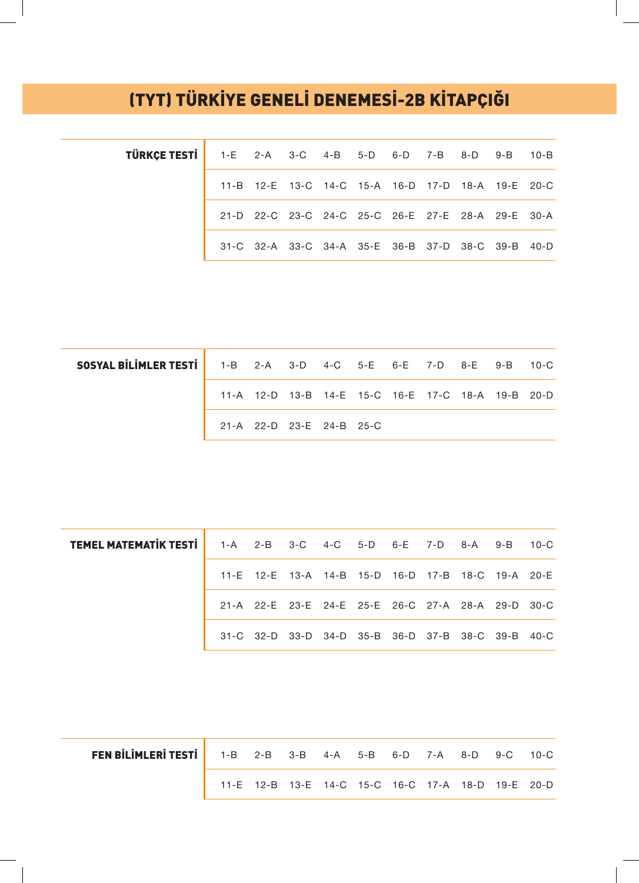# (TYT) TÜRKİYE GENELİ DENEMESİ-2B KİTAPÇIĞI

| **TÜRKÇE TESTİ** | | | | | | | | | | |
|---|---|---|---|---|---|---|---|---|---|---|
| | 1-E | 2-A | 3-C | 4-B | 5-D | 6-D | 7-B | 8-D | 9-B | 10-B |
| | 11-B | 12-E | 13-C | 14-C | 15-A | 16-D | 17-D | 18-A | 19-E | 20-C |
| | 21-D | 22-C | 23-C | 24-C | 25-C | 26-E | 27-E | 28-A | 29-E | 30-A |
| | 31-C | 32-A | 33-C | 34-A | 35-E | 36-B | 37-D | 38-C | 39-B | 40-D |

| **SOSYAL BİLİMLER TESTİ** | | | | | | | | | | |
|---|---|---|---|---|---|---|---|---|---|---|
| | 1-B | 2-A | 3-D | 4-C | 5-E | 6-E | 7-D | 8-E | 9-B | 10-C |
| | 11-A | 12-D | 13-B | 14-E | 15-C | 16-E | 17-C | 18-A | 19-B | 20-D |
| | 21-A | 22-D | 23-E | 24-B | 25-C | | | | | |

| **TEMEL MATEMATİK TESTİ** | | | | | | | | | | |
|---|---|---|---|---|---|---|---|---|---|---|
| | 1-A | 2-B | 3-C | 4-C | 5-D | 6-E | 7-D | 8-A | 9-B | 10-C |
| | 11-E | 12-E | 13-A | 14-B | 15-D | 16-D | 17-B | 18-C | 19-A | 20-E |
| | 21-A | 22-E | 23-E | 24-E | 25-E | 26-C | 27-A | 28-A | 29-D | 30-C |
| | 31-C | 32-D | 33-D | 34-D | 35-B | 36-D | 37-B | 38-C | 39-B | 40-C |

| **FEN BİLİMLERİ TESTİ** | | | | | | | | | | |
|---|---|---|---|---|---|---|---|---|---|---|
| | 1-B | 2-B | 3-B | 4-A | 5-B | 6-D | 7-A | 8-D | 9-C | 10-C |
| | 11-E | 12-B | 13-E | 14-C | 15-C | 16-C | 17-A | 18-D | 19-E | 20-D |